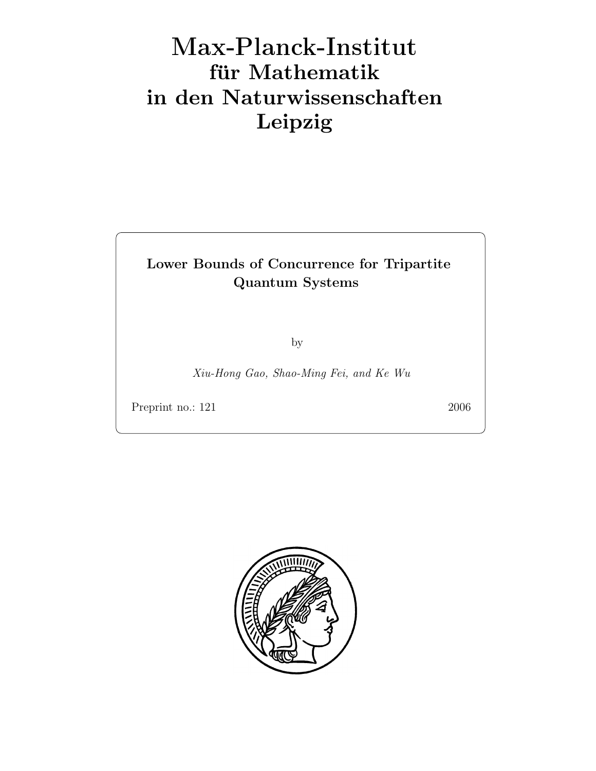# Max-Planck-Institut
## für Mathematik
## in den Naturwissenschaften
## Leipzig

**Lower Bounds of Concurrence for Tripartite Quantum Systems**

by

*Xiu-Hong Gao, Shao-Ming Fei, and Ke Wu*

Preprint no.: 121 2006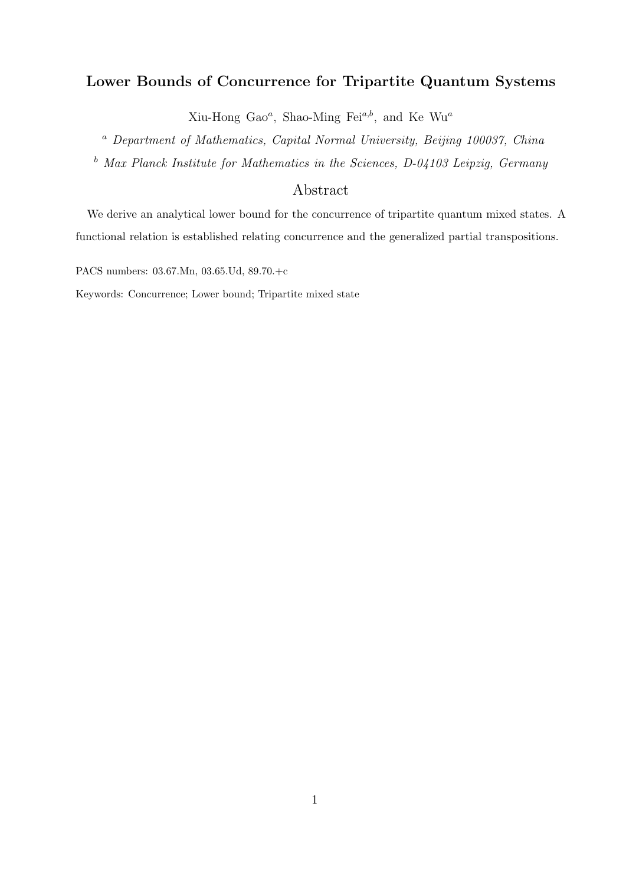# Lower Bounds of Concurrence for Tripartite Quantum Systems

Xiu-Hong Gao[a], Shao-Ming Fei[a,b], and Ke Wu[a]

[a] *Department of Mathematics, Capital Normal University, Beijing 100037, China*

[b] *Max Planck Institute for Mathematics in the Sciences, D-04103 Leipzig, Germany*

## Abstract

We derive an analytical lower bound for the concurrence of tripartite quantum mixed states. A functional relation is established relating concurrence and the generalized partial transpositions.

PACS numbers: 03.67.Mn, 03.65.Ud, 89.70.+c

Keywords: Concurrence; Lower bound; Tripartite mixed state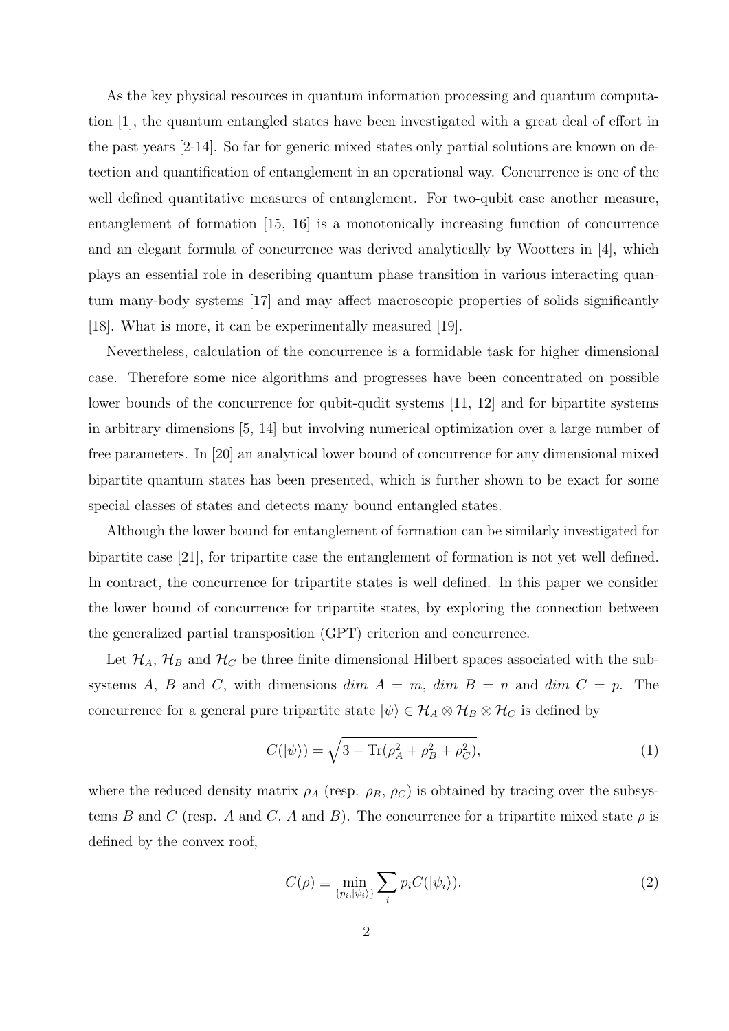As the key physical resources in quantum information processing and quantum computation [1], the quantum entangled states have been investigated with a great deal of effort in the past years [2-14]. So far for generic mixed states only partial solutions are known on detection and quantification of entanglement in an operational way. Concurrence is one of the well defined quantitative measures of entanglement. For two-qubit case another measure, entanglement of formation [15, 16] is a monotonically increasing function of concurrence and an elegant formula of concurrence was derived analytically by Wootters in [4], which plays an essential role in describing quantum phase transition in various interacting quantum many-body systems [17] and may affect macroscopic properties of solids significantly [18]. What is more, it can be experimentally measured [19].

Nevertheless, calculation of the concurrence is a formidable task for higher dimensional case. Therefore some nice algorithms and progresses have been concentrated on possible lower bounds of the concurrence for qubit-qudit systems [11, 12] and for bipartite systems in arbitrary dimensions [5, 14] but involving numerical optimization over a large number of free parameters. In [20] an analytical lower bound of concurrence for any dimensional mixed bipartite quantum states has been presented, which is further shown to be exact for some special classes of states and detects many bound entangled states.

Although the lower bound for entanglement of formation can be similarly investigated for bipartite case [21], for tripartite case the entanglement of formation is not yet well defined. In contract, the concurrence for tripartite states is well defined. In this paper we consider the lower bound of concurrence for tripartite states, by exploring the connection between the generalized partial transposition (GPT) criterion and concurrence.

Let $\mathcal{H}_A$, $\mathcal{H}_B$ and $\mathcal{H}_C$ be three finite dimensional Hilbert spaces associated with the subsystems $A$, $B$ and $C$, with dimensions $dim\ A = m$, $dim\ B = n$ and $dim\ C = p$. The concurrence for a general pure tripartite state $|\psi\rangle \in \mathcal{H}_A \otimes \mathcal{H}_B \otimes \mathcal{H}_C$ is defined by

$$C(|\psi\rangle) = \sqrt{3 - \mathrm{Tr}(\rho_A^2 + \rho_B^2 + \rho_C^2)}, \tag{1}$$

where the reduced density matrix $\rho_A$ (resp. $\rho_B$, $\rho_C$) is obtained by tracing over the subsystems $B$ and $C$ (resp. $A$ and $C$, $A$ and $B$). The concurrence for a tripartite mixed state $\rho$ is defined by the convex roof,

$$C(\rho) \equiv \min_{\{p_i, |\psi_i\rangle\}} \sum_i p_i C(|\psi_i\rangle), \tag{2}$$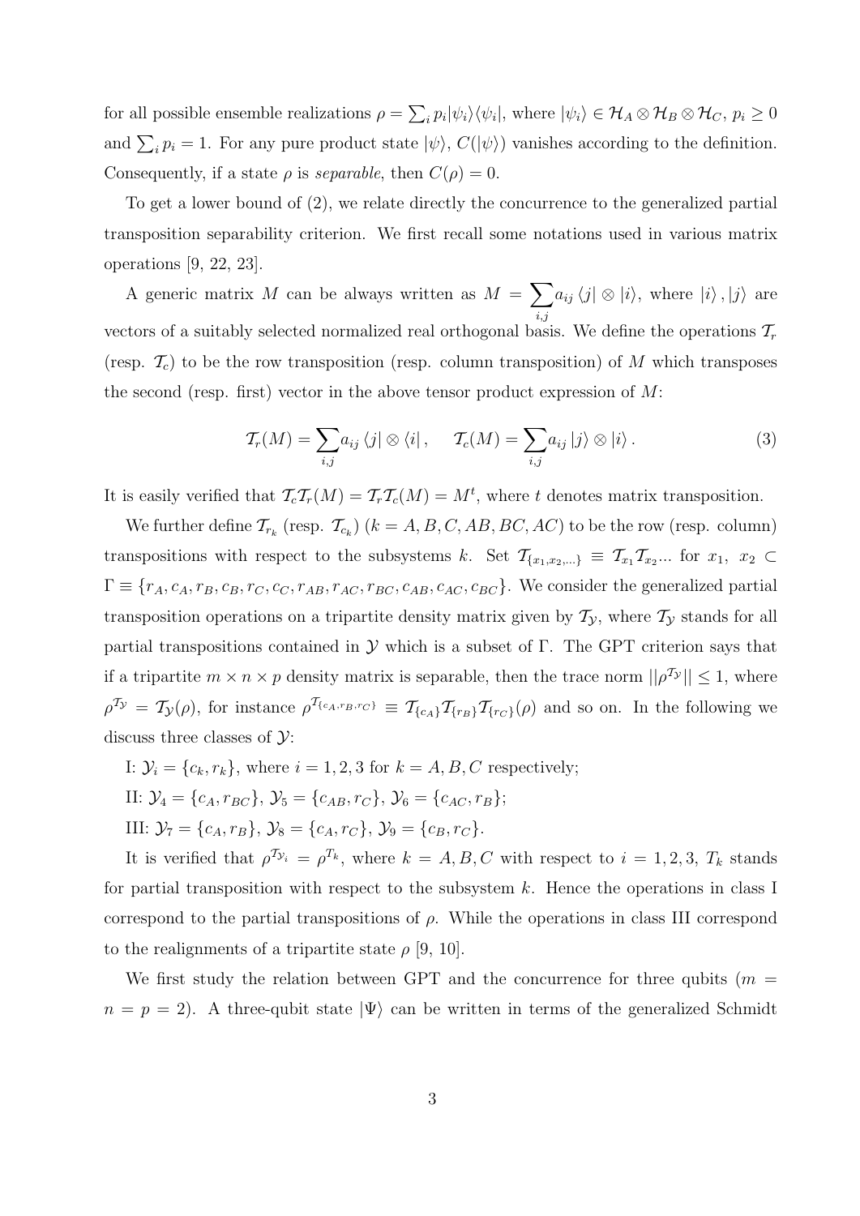for all possible ensemble realizations $\rho = \sum_i p_i |\psi_i\rangle\langle\psi_i|$, where $|\psi_i\rangle \in \mathcal{H}_A \otimes \mathcal{H}_B \otimes \mathcal{H}_C$, $p_i \geq 0$ and $\sum_i p_i = 1$. For any pure product state $|\psi\rangle$, $C(|\psi\rangle)$ vanishes according to the definition. Consequently, if a state $\rho$ is *separable*, then $C(\rho) = 0$.

To get a lower bound of (2), we relate directly the concurrence to the generalized partial transposition separability criterion. We first recall some notations used in various matrix operations [9, 22, 23].

A generic matrix $M$ can be always written as $M = \sum_{i,j} a_{ij} \langle j| \otimes |i\rangle$, where $|i\rangle, |j\rangle$ are vectors of a suitably selected normalized real orthogonal basis. We define the operations $\mathcal{T}_r$ (resp. $\mathcal{T}_c$) to be the row transposition (resp. column transposition) of $M$ which transposes the second (resp. first) vector in the above tensor product expression of $M$:

$$
\mathcal{T}_r(M) = \sum_{i,j} a_{ij} \langle j| \otimes \langle i|, \quad \mathcal{T}_c(M) = \sum_{i,j} a_{ij} |j\rangle \otimes |i\rangle. \tag{3}
$$

It is easily verified that $\mathcal{T}_c\mathcal{T}_r(M) = \mathcal{T}_r\mathcal{T}_c(M) = M^t$, where $t$ denotes matrix transposition.

We further define $\mathcal{T}_{r_k}$ (resp. $\mathcal{T}_{c_k}$) ($k = A, B, C, AB, BC, AC$) to be the row (resp. column) transpositions with respect to the subsystems $k$. Set $\mathcal{T}_{\{x_1, x_2, \ldots\}} \equiv \mathcal{T}_{x_1}\mathcal{T}_{x_2}\ldots$ for $x_1$, $x_2 \subset \Gamma \equiv \{r_A, c_A, r_B, c_B, r_C, c_C, r_{AB}, r_{AC}, r_{BC}, c_{AB}, c_{AC}, c_{BC}\}$. We consider the generalized partial transposition operations on a tripartite density matrix given by $\mathcal{T}_{\mathcal{Y}}$, where $\mathcal{T}_{\mathcal{Y}}$ stands for all partial transpositions contained in $\mathcal{Y}$ which is a subset of $\Gamma$. The GPT criterion says that if a tripartite $m \times n \times p$ density matrix is separable, then the trace norm $||\rho^{\mathcal{T}_{\mathcal{Y}}}|| \leq 1$, where $\rho^{\mathcal{T}_{\mathcal{Y}}} = \mathcal{T}_{\mathcal{Y}}(\rho)$, for instance $\rho^{\mathcal{T}_{\{c_A, r_B, r_C\}}} \equiv \mathcal{T}_{\{c_A\}}\mathcal{T}_{\{r_B\}}\mathcal{T}_{\{r_C\}}(\rho)$ and so on. In the following we discuss three classes of $\mathcal{Y}$:

I: $\mathcal{Y}_i = \{c_k, r_k\}$, where $i = 1, 2, 3$ for $k = A, B, C$ respectively;

II: $\mathcal{Y}_4 = \{c_A, r_{BC}\}$, $\mathcal{Y}_5 = \{c_{AB}, r_C\}$, $\mathcal{Y}_6 = \{c_{AC}, r_B\}$;

III: $\mathcal{Y}_7 = \{c_A, r_B\}$, $\mathcal{Y}_8 = \{c_A, r_C\}$, $\mathcal{Y}_9 = \{c_B, r_C\}$.

It is verified that $\rho^{\mathcal{T}_{\mathcal{Y}_i}} = \rho^{T_k}$, where $k = A, B, C$ with respect to $i = 1, 2, 3$, $T_k$ stands for partial transposition with respect to the subsystem $k$. Hence the operations in class I correspond to the partial transpositions of $\rho$. While the operations in class III correspond to the realignments of a tripartite state $\rho$ [9, 10].

We first study the relation between GPT and the concurrence for three qubits ($m = n = p = 2$). A three-qubit state $|\Psi\rangle$ can be written in terms of the generalized Schmidt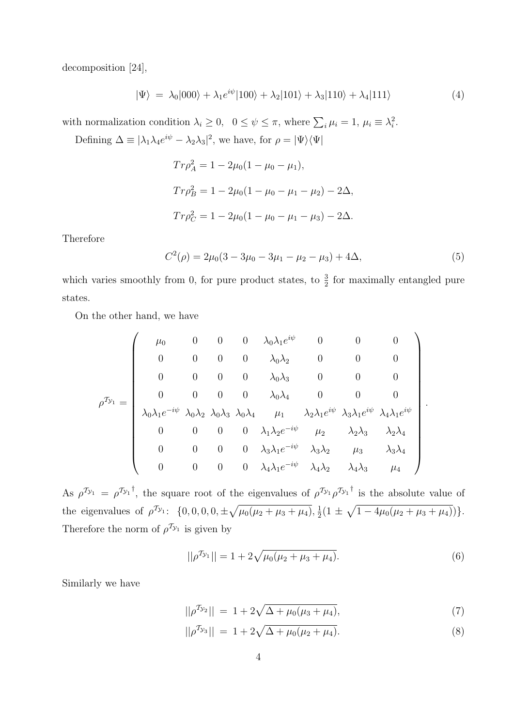decomposition [24],

$$
|\Psi\rangle \;=\; \lambda_0|000\rangle + \lambda_1 e^{i\psi}|100\rangle + \lambda_2|101\rangle + \lambda_3|110\rangle + \lambda_4|111\rangle \tag{4}
$$

with normalization condition $\lambda_i \geq 0, \;\; 0 \leq \psi \leq \pi$, where $\sum_i \mu_i = 1$, $\mu_i \equiv \lambda_i^2$.

Defining $\Delta \equiv |\lambda_1\lambda_4 e^{i\psi} - \lambda_2\lambda_3|^2$, we have, for $\rho = |\Psi\rangle\langle\Psi|$

$$
\begin{aligned}
Tr\rho_A^2 &= 1 - 2\mu_0(1 - \mu_0 - \mu_1),\\
Tr\rho_B^2 &= 1 - 2\mu_0(1 - \mu_0 - \mu_1 - \mu_2) - 2\Delta,\\
Tr\rho_C^2 &= 1 - 2\mu_0(1 - \mu_0 - \mu_1 - \mu_3) - 2\Delta.
\end{aligned}
$$

Therefore

$$
C^2(\rho) = 2\mu_0(3 - 3\mu_0 - 3\mu_1 - \mu_2 - \mu_3) + 4\Delta, \tag{5}
$$

which varies smoothly from 0, for pure product states, to $\frac{3}{2}$ for maximally entangled pure states.

On the other hand, we have

$$
\rho^{\mathcal{T}_{y_1}} = \left(\begin{array}{cccccccc}
\mu_0 & 0 & 0 & 0 & \lambda_0\lambda_1 e^{i\psi} & 0 & 0 & 0\\
0 & 0 & 0 & 0 & \lambda_0\lambda_2 & 0 & 0 & 0\\
0 & 0 & 0 & 0 & \lambda_0\lambda_3 & 0 & 0 & 0\\
0 & 0 & 0 & 0 & \lambda_0\lambda_4 & 0 & 0 & 0\\
\lambda_0\lambda_1 e^{-i\psi} & \lambda_0\lambda_2 & \lambda_0\lambda_3 & \lambda_0\lambda_4 & \mu_1 & \lambda_2\lambda_1 e^{i\psi} & \lambda_3\lambda_1 e^{i\psi} & \lambda_4\lambda_1 e^{i\psi}\\
0 & 0 & 0 & 0 & \lambda_1\lambda_2 e^{-i\psi} & \mu_2 & \lambda_2\lambda_3 & \lambda_2\lambda_4\\
0 & 0 & 0 & 0 & \lambda_3\lambda_1 e^{-i\psi} & \lambda_3\lambda_2 & \mu_3 & \lambda_3\lambda_4\\
0 & 0 & 0 & 0 & \lambda_4\lambda_1 e^{-i\psi} & \lambda_4\lambda_2 & \lambda_4\lambda_3 & \mu_4
\end{array}\right).
$$

As $\rho^{\mathcal{T}_{y_1}} = {\rho^{\mathcal{T}_{y_1}}}^\dagger$, the square root of the eigenvalues of $\rho^{\mathcal{T}_{y_1}}{\rho^{\mathcal{T}_{y_1}}}^\dagger$ is the absolute value of the eigenvalues of $\rho^{\mathcal{T}_{y_1}}$: $\{0, 0, 0, 0, \pm\sqrt{\mu_0(\mu_2+\mu_3+\mu_4)}, \frac{1}{2}(1 \pm \sqrt{1 - 4\mu_0(\mu_2+\mu_3+\mu_4)})\}$. Therefore the norm of $\rho^{\mathcal{T}_{y_1}}$ is given by

$$
||\rho^{\mathcal{T}_{y_1}}|| = 1 + 2\sqrt{\mu_0(\mu_2+\mu_3+\mu_4)}. \tag{6}
$$

Similarly we have

$$
||\rho^{\mathcal{T}_{y_2}}|| \;=\; 1 + 2\sqrt{\Delta + \mu_0(\mu_3+\mu_4)}, \tag{7}
$$

$$
||\rho^{\mathcal{T}_{y_3}}|| \;=\; 1 + 2\sqrt{\Delta + \mu_0(\mu_2+\mu_4)}. \tag{8}
$$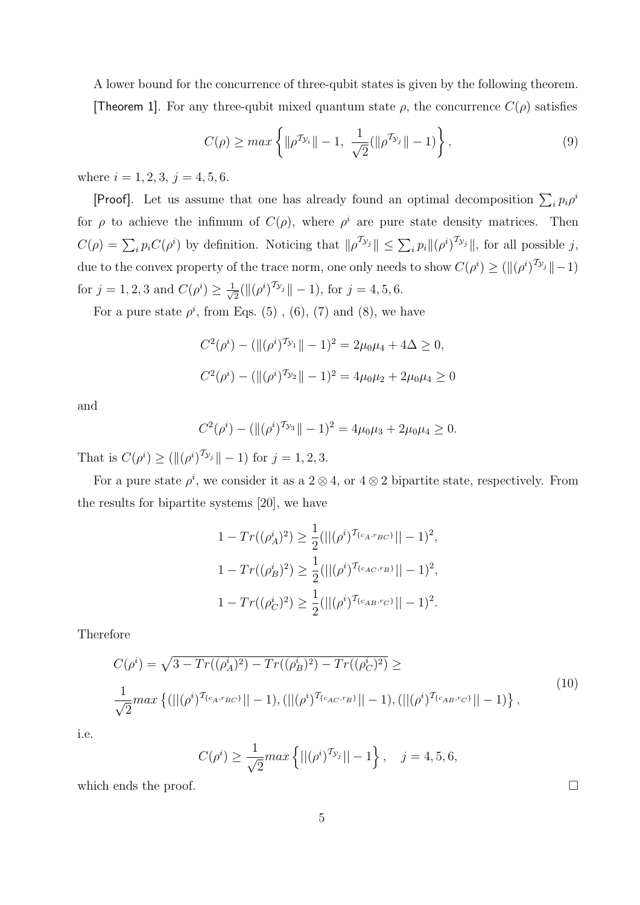A lower bound for the concurrence of three-qubit states is given by the following theorem.

[Theorem 1]. For any three-qubit mixed quantum state $\rho$, the concurrence $C(\rho)$ satisfies

$$C(\rho) \geq max\left\{\|\rho^{\mathcal{T}_{y_i}}\| - 1,\ \frac{1}{\sqrt{2}}(\|\rho^{\mathcal{T}_{y_j}}\| - 1)\right\}, \tag{9}$$

where $i = 1, 2, 3,\ j = 4, 5, 6$.

[Proof]. Let us assume that one has already found an optimal decomposition $\sum_i p_i \rho^i$ for $\rho$ to achieve the infimum of $C(\rho)$, where $\rho^i$ are pure state density matrices. Then $C(\rho) = \sum_i p_i C(\rho^i)$ by definition. Noticing that $\|\rho^{\mathcal{T}_{y_j}}\| \leq \sum_i p_i \|(\rho^i)^{\mathcal{T}_{y_j}}\|$, for all possible $j$, due to the convex property of the trace norm, one only needs to show $C(\rho^i) \geq (\|(\rho^i)^{\mathcal{T}_{y_j}}\| - 1)$ for $j = 1, 2, 3$ and $C(\rho^i) \geq \frac{1}{\sqrt{2}}(\|(\rho^i)^{\mathcal{T}_{y_j}}\| - 1)$, for $j = 4, 5, 6$.

For a pure state $\rho^i$, from Eqs. (5) , (6), (7) and (8), we have

$$C^2(\rho^i) - (\|(\rho^i)^{\mathcal{T}_{y_1}}\| - 1)^2 = 2\mu_0\mu_4 + 4\Delta \geq 0,$$

$$C^2(\rho^i) - (\|(\rho^i)^{\mathcal{T}_{y_2}}\| - 1)^2 = 4\mu_0\mu_2 + 2\mu_0\mu_4 \geq 0$$

and

$$C^2(\rho^i) - (\|(\rho^i)^{\mathcal{T}_{y_3}}\| - 1)^2 = 4\mu_0\mu_3 + 2\mu_0\mu_4 \geq 0.$$

That is $C(\rho^i) \geq (\|(\rho^i)^{\mathcal{T}_{y_j}}\| - 1)$ for $j = 1, 2, 3$.

For a pure state $\rho^i$, we consider it as a $2 \otimes 4$, or $4 \otimes 2$ bipartite state, respectively. From the results for bipartite systems [20], we have

$$1 - Tr((\rho_A^i)^2) \geq \frac{1}{2}(||(\rho^i)^{\mathcal{T}_{\{c_A, r_{BC}\}}}|| - 1)^2,$$

$$1 - Tr((\rho_B^i)^2) \geq \frac{1}{2}(||(\rho^i)^{\mathcal{T}_{\{c_{AC}, r_B\}}}|| - 1)^2,$$

$$1 - Tr((\rho_C^i)^2) \geq \frac{1}{2}(||(\rho^i)^{\mathcal{T}_{\{c_{AB}, r_C\}}}|| - 1)^2.$$

Therefore

$$\begin{aligned} C(\rho^i) &= \sqrt{3 - Tr((\rho_A^i)^2) - Tr((\rho_B^i)^2) - Tr((\rho_C^i)^2)} \geq \\ &\frac{1}{\sqrt{2}} max\left\{(||(\rho^i)^{\mathcal{T}_{\{c_A, r_{BC}\}}}|| - 1), (||(\rho^i)^{\mathcal{T}_{\{c_{AC}, r_B\}}}|| - 1), (||(\rho^i)^{\mathcal{T}_{\{c_{AB}, r_C\}}}|| - 1)\right\}, \end{aligned} \tag{10}$$

i.e.

$$C(\rho^i) \geq \frac{1}{\sqrt{2}} max\left\{||(\rho^i)^{\mathcal{T}_{y_j}}|| - 1\right\}, \quad j = 4, 5, 6,$$

which ends the proof. $\square$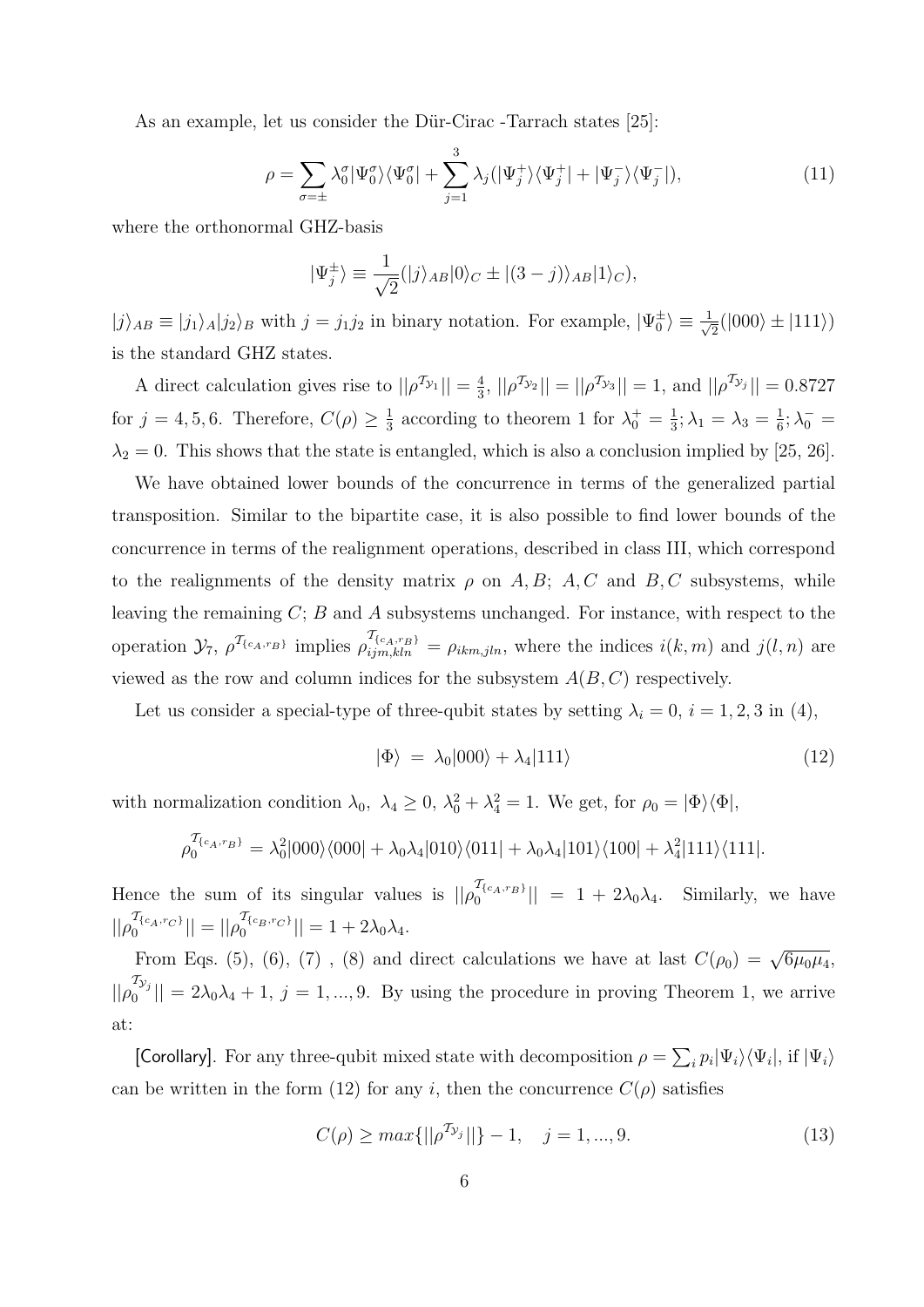As an example, let us consider the Dür-Cirac -Tarrach states [25]:

$$\rho = \sum_{\sigma=\pm} \lambda_0^\sigma |\Psi_0^\sigma\rangle\langle\Psi_0^\sigma| + \sum_{j=1}^{3} \lambda_j (|\Psi_j^+\rangle\langle\Psi_j^+| + |\Psi_j^-\rangle\langle\Psi_j^-|), \tag{11}$$

where the orthonormal GHZ-basis

$$|\Psi_j^\pm\rangle \equiv \frac{1}{\sqrt{2}}(|j\rangle_{AB}|0\rangle_C \pm |(3-j)\rangle_{AB}|1\rangle_C),$$

$|j\rangle_{AB} \equiv |j_1\rangle_A |j_2\rangle_B$ with $j = j_1 j_2$ in binary notation. For example, $|\Psi_0^\pm\rangle \equiv \frac{1}{\sqrt{2}}(|000\rangle \pm |111\rangle)$ is the standard GHZ states.

A direct calculation gives rise to $||\rho^{\mathcal{T}_{\mathcal{Y}_1}}|| = \frac{4}{3}$, $||\rho^{\mathcal{T}_{\mathcal{Y}_2}}|| = ||\rho^{\mathcal{T}_{\mathcal{Y}_3}}|| = 1$, and $||\rho^{\mathcal{T}_{\mathcal{Y}_j}}|| = 0.8727$ for $j = 4, 5, 6$. Therefore, $C(\rho) \geq \frac{1}{3}$ according to theorem 1 for $\lambda_0^+ = \frac{1}{3}; \lambda_1 = \lambda_3 = \frac{1}{6}; \lambda_0^- = \lambda_2 = 0$. This shows that the state is entangled, which is also a conclusion implied by [25, 26].

We have obtained lower bounds of the concurrence in terms of the generalized partial transposition. Similar to the bipartite case, it is also possible to find lower bounds of the concurrence in terms of the realignment operations, described in class III, which correspond to the realignments of the density matrix $\rho$ on $A, B$; $A, C$ and $B, C$ subsystems, while leaving the remaining $C$; $B$ and $A$ subsystems unchanged. For instance, with respect to the operation $\mathcal{Y}_7$, $\rho^{\mathcal{T}_{\{c_A, r_B\}}}$ implies $\rho^{\mathcal{T}_{\{c_A, r_B\}}}_{ijm,kln} = \rho_{ikm,jln}$, where the indices $i(k,m)$ and $j(l,n)$ are viewed as the row and column indices for the subsystem $A(B,C)$ respectively.

Let us consider a special-type of three-qubit states by setting $\lambda_i = 0$, $i = 1, 2, 3$ in (4),

$$|\Phi\rangle \ = \ \lambda_0|000\rangle + \lambda_4|111\rangle \tag{12}$$

with normalization condition $\lambda_0,\ \lambda_4 \geq 0$, $\lambda_0^2 + \lambda_4^2 = 1$. We get, for $\rho_0 = |\Phi\rangle\langle\Phi|$,

$$\rho_0^{\mathcal{T}_{\{c_A, r_B\}}} = \lambda_0^2|000\rangle\langle000| + \lambda_0\lambda_4|010\rangle\langle011| + \lambda_0\lambda_4|101\rangle\langle100| + \lambda_4^2|111\rangle\langle111|.$$

Hence the sum of its singular values is $||\rho_0^{\mathcal{T}_{\{c_A, r_B\}}}|| = 1 + 2\lambda_0\lambda_4$. Similarly, we have $||\rho_0^{\mathcal{T}_{\{c_A, r_C\}}}|| = ||\rho_0^{\mathcal{T}_{\{c_B, r_C\}}}|| = 1 + 2\lambda_0\lambda_4$.

From Eqs. (5), (6), (7) , (8) and direct calculations we have at last $C(\rho_0) = \sqrt{6\mu_0\mu_4}$, $||\rho_0^{\mathcal{T}_{\mathcal{Y}_j}}|| = 2\lambda_0\lambda_4 + 1$, $j = 1, ..., 9$. By using the procedure in proving Theorem 1, we arrive at:

[Corollary]. For any three-qubit mixed state with decomposition $\rho = \sum_i p_i |\Psi_i\rangle\langle\Psi_i|$, if $|\Psi_i\rangle$ can be written in the form (12) for any $i$, then the concurrence $C(\rho)$ satisfies

$$C(\rho) \geq max\{||\rho^{\mathcal{T}_{\mathcal{Y}_j}}||\} - 1, \quad j = 1, ..., 9. \tag{13}$$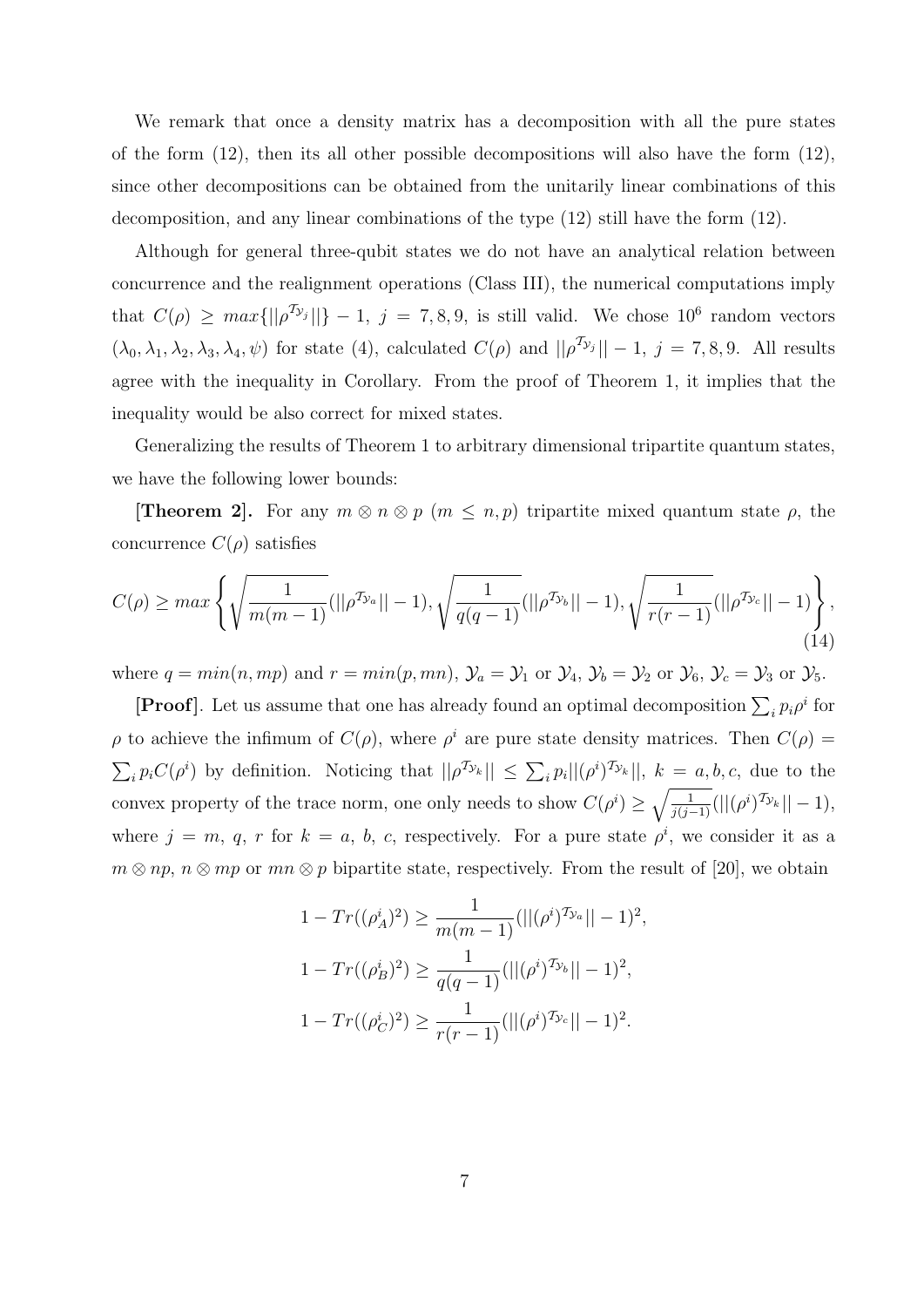We remark that once a density matrix has a decomposition with all the pure states of the form (12), then its all other possible decompositions will also have the form (12), since other decompositions can be obtained from the unitarily linear combinations of this decomposition, and any linear combinations of the type (12) still have the form (12).

Although for general three-qubit states we do not have an analytical relation between concurrence and the realignment operations (Class III), the numerical computations imply that $C(\rho) \geq max\{||\rho^{\mathcal{T}_{\mathcal{Y}_j}}||\} - 1$, $j = 7, 8, 9$, is still valid. We chose $10^6$ random vectors $(\lambda_0, \lambda_1, \lambda_2, \lambda_3, \lambda_4, \psi)$ for state (4), calculated $C(\rho)$ and $||\rho^{\mathcal{T}_{\mathcal{Y}_j}}|| - 1$, $j = 7, 8, 9$. All results agree with the inequality in Corollary. From the proof of Theorem 1, it implies that the inequality would be also correct for mixed states.

Generalizing the results of Theorem 1 to arbitrary dimensional tripartite quantum states, we have the following lower bounds:

**[Theorem 2].** For any $m \otimes n \otimes p$ $(m \leq n, p)$ tripartite mixed quantum state $\rho$, the concurrence $C(\rho)$ satisfies

$$C(\rho) \geq max\left\{ \sqrt{\frac{1}{m(m-1)}}(||\rho^{\mathcal{T}_{\mathcal{Y}_a}}|| - 1), \sqrt{\frac{1}{q(q-1)}}(||\rho^{\mathcal{T}_{\mathcal{Y}_b}}|| - 1), \sqrt{\frac{1}{r(r-1)}}(||\rho^{\mathcal{T}_{\mathcal{Y}_c}}|| - 1) \right\}, \tag{14}$$

where $q = min(n, mp)$ and $r = min(p, mn)$, $\mathcal{Y}_a = \mathcal{Y}_1$ or $\mathcal{Y}_4$, $\mathcal{Y}_b = \mathcal{Y}_2$ or $\mathcal{Y}_6$, $\mathcal{Y}_c = \mathcal{Y}_3$ or $\mathcal{Y}_5$.

**[Proof]**. Let us assume that one has already found an optimal decomposition $\sum_i p_i \rho^i$ for $\rho$ to achieve the infimum of $C(\rho)$, where $\rho^i$ are pure state density matrices. Then $C(\rho) = \sum_i p_i C(\rho^i)$ by definition. Noticing that $||\rho^{\mathcal{T}_{\mathcal{Y}_k}}|| \leq \sum_i p_i ||(\rho^i)^{\mathcal{T}_{\mathcal{Y}_k}}||$, $k = a, b, c$, due to the convex property of the trace norm, one only needs to show $C(\rho^i) \geq \sqrt{\frac{1}{j(j-1)}}(||(\rho^i)^{\mathcal{T}_{\mathcal{Y}_k}}|| - 1)$, where $j = m$, $q$, $r$ for $k = a$, $b$, $c$, respectively. For a pure state $\rho^i$, we consider it as a $m \otimes np$, $n \otimes mp$ or $mn \otimes p$ bipartite state, respectively. From the result of [20], we obtain

$$1 - Tr((\rho^i_A)^2) \geq \frac{1}{m(m-1)}(||(\rho^i)^{\mathcal{T}_{\mathcal{Y}_a}}|| - 1)^2,$$

$$1 - Tr((\rho^i_B)^2) \geq \frac{1}{q(q-1)}(||(\rho^i)^{\mathcal{T}_{\mathcal{Y}_b}}|| - 1)^2,$$

$$1 - Tr((\rho^i_C)^2) \geq \frac{1}{r(r-1)}(||(\rho^i)^{\mathcal{T}_{\mathcal{Y}_c}}|| - 1)^2.$$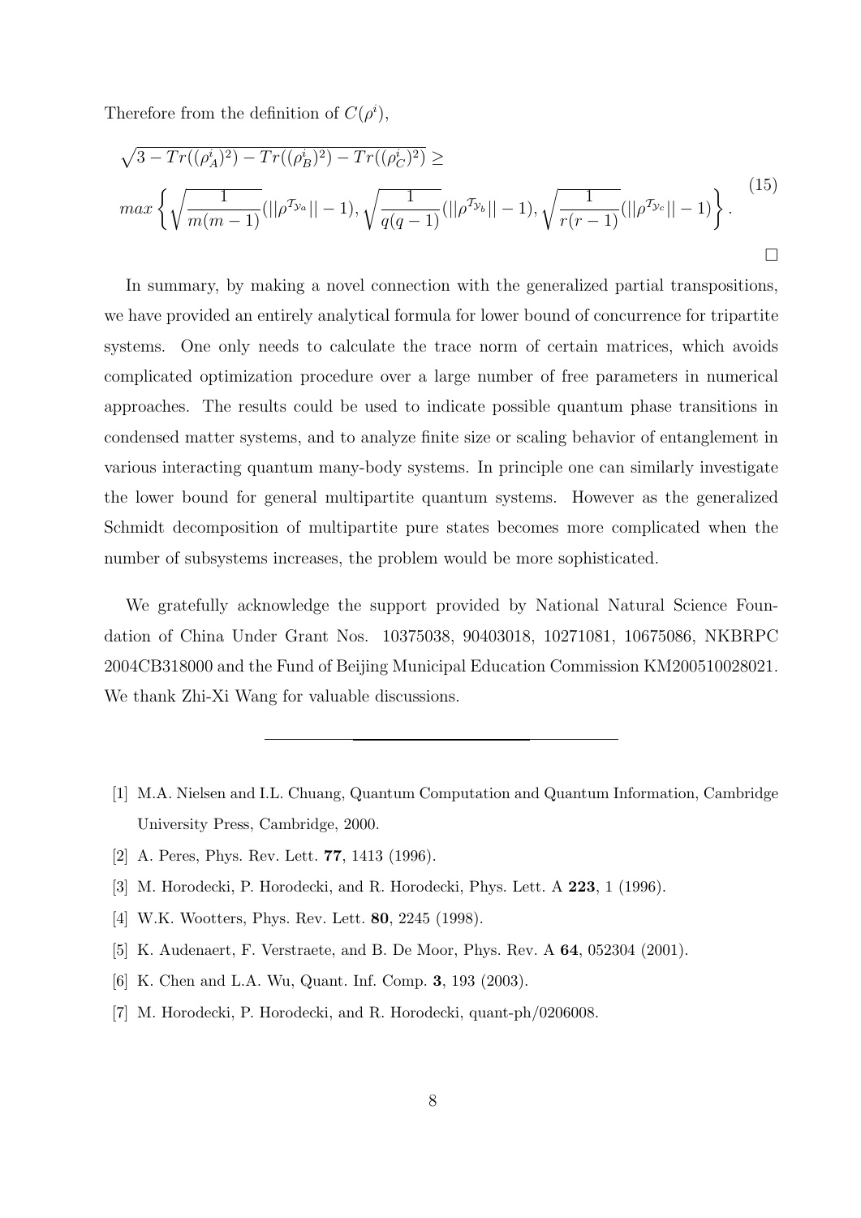Therefore from the definition of $C(\rho^i)$,

$$
\begin{aligned}
&\sqrt{3 - Tr((\rho_A^i)^2) - Tr((\rho_B^i)^2) - Tr((\rho_C^i)^2)} \geq \\
&max\left\{ \sqrt{\frac{1}{m(m-1)}}(||\rho^{\mathcal{T}_{y_a}}|| - 1), \sqrt{\frac{1}{q(q-1)}}(||\rho^{\mathcal{T}_{y_b}}|| - 1), \sqrt{\frac{1}{r(r-1)}}(||\rho^{\mathcal{T}_{y_c}}|| - 1) \right\}.
\end{aligned}
\tag{15}
$$

□

In summary, by making a novel connection with the generalized partial transpositions, we have provided an entirely analytical formula for lower bound of concurrence for tripartite systems. One only needs to calculate the trace norm of certain matrices, which avoids complicated optimization procedure over a large number of free parameters in numerical approaches. The results could be used to indicate possible quantum phase transitions in condensed matter systems, and to analyze finite size or scaling behavior of entanglement in various interacting quantum many-body systems. In principle one can similarly investigate the lower bound for general multipartite quantum systems. However as the generalized Schmidt decomposition of multipartite pure states becomes more complicated when the number of subsystems increases, the problem would be more sophisticated.

We gratefully acknowledge the support provided by National Natural Science Foundation of China Under Grant Nos. 10375038, 90403018, 10271081, 10675086, NKBRPC 2004CB318000 and the Fund of Beijing Municipal Education Commission KM200510028021. We thank Zhi-Xi Wang for valuable discussions.

---

[1] M.A. Nielsen and I.L. Chuang, Quantum Computation and Quantum Information, Cambridge University Press, Cambridge, 2000.

[2] A. Peres, Phys. Rev. Lett. **77**, 1413 (1996).

[3] M. Horodecki, P. Horodecki, and R. Horodecki, Phys. Lett. A **223**, 1 (1996).

[4] W.K. Wootters, Phys. Rev. Lett. **80**, 2245 (1998).

[5] K. Audenaert, F. Verstraete, and B. De Moor, Phys. Rev. A **64**, 052304 (2001).

[6] K. Chen and L.A. Wu, Quant. Inf. Comp. **3**, 193 (2003).

[7] M. Horodecki, P. Horodecki, and R. Horodecki, quant-ph/0206008.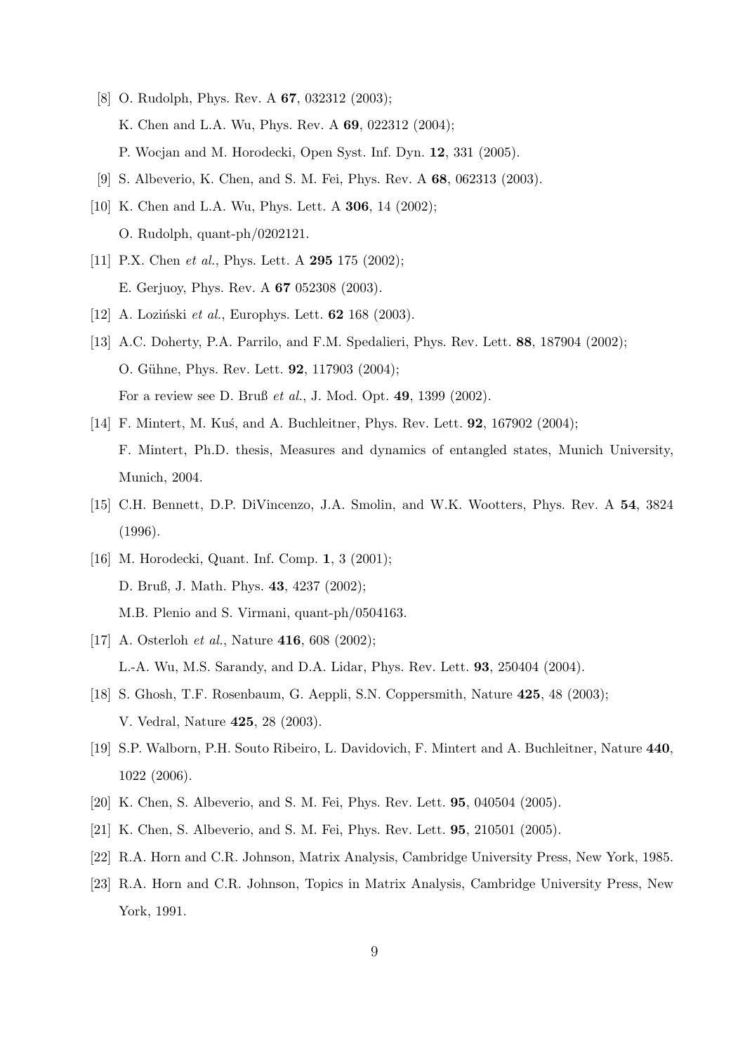[8] O. Rudolph, Phys. Rev. A **67**, 032312 (2003);
K. Chen and L.A. Wu, Phys. Rev. A **69**, 022312 (2004);
P. Wocjan and M. Horodecki, Open Syst. Inf. Dyn. **12**, 331 (2005).

[9] S. Albeverio, K. Chen, and S. M. Fei, Phys. Rev. A **68**, 062313 (2003).

[10] K. Chen and L.A. Wu, Phys. Lett. A **306**, 14 (2002);
O. Rudolph, quant-ph/0202121.

[11] P.X. Chen *et al.*, Phys. Lett. A **295** 175 (2002);
E. Gerjuoy, Phys. Rev. A **67** 052308 (2003).

[12] A. Loziński *et al.*, Europhys. Lett. **62** 168 (2003).

[13] A.C. Doherty, P.A. Parrilo, and F.M. Spedalieri, Phys. Rev. Lett. **88**, 187904 (2002);
O. Gühne, Phys. Rev. Lett. **92**, 117903 (2004);
For a review see D. Bruß *et al.*, J. Mod. Opt. **49**, 1399 (2002).

[14] F. Mintert, M. Kuś, and A. Buchleitner, Phys. Rev. Lett. **92**, 167902 (2004);
F. Mintert, Ph.D. thesis, Measures and dynamics of entangled states, Munich University, Munich, 2004.

[15] C.H. Bennett, D.P. DiVincenzo, J.A. Smolin, and W.K. Wootters, Phys. Rev. A **54**, 3824 (1996).

[16] M. Horodecki, Quant. Inf. Comp. **1**, 3 (2001);
D. Bruß, J. Math. Phys. **43**, 4237 (2002);
M.B. Plenio and S. Virmani, quant-ph/0504163.

[17] A. Osterloh *et al.*, Nature **416**, 608 (2002);
L.-A. Wu, M.S. Sarandy, and D.A. Lidar, Phys. Rev. Lett. **93**, 250404 (2004).

[18] S. Ghosh, T.F. Rosenbaum, G. Aeppli, S.N. Coppersmith, Nature **425**, 48 (2003);
V. Vedral, Nature **425**, 28 (2003).

[19] S.P. Walborn, P.H. Souto Ribeiro, L. Davidovich, F. Mintert and A. Buchleitner, Nature **440**, 1022 (2006).

[20] K. Chen, S. Albeverio, and S. M. Fei, Phys. Rev. Lett. **95**, 040504 (2005).

[21] K. Chen, S. Albeverio, and S. M. Fei, Phys. Rev. Lett. **95**, 210501 (2005).

[22] R.A. Horn and C.R. Johnson, Matrix Analysis, Cambridge University Press, New York, 1985.

[23] R.A. Horn and C.R. Johnson, Topics in Matrix Analysis, Cambridge University Press, New York, 1991.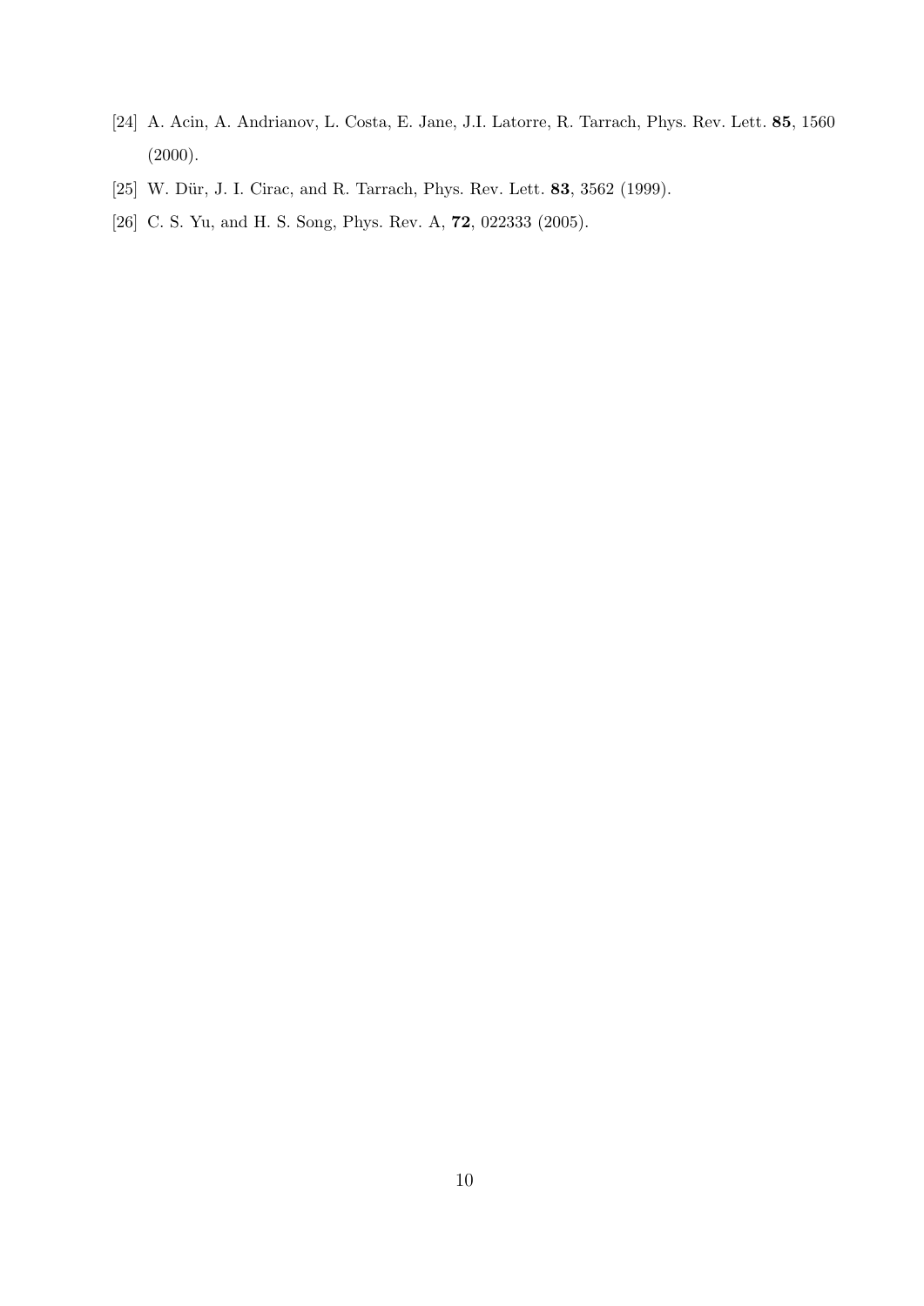[24] A. Acin, A. Andrianov, L. Costa, E. Jane, J.I. Latorre, R. Tarrach, Phys. Rev. Lett. **85**, 1560 (2000).

[25] W. Dür, J. I. Cirac, and R. Tarrach, Phys. Rev. Lett. **83**, 3562 (1999).

[26] C. S. Yu, and H. S. Song, Phys. Rev. A, **72**, 022333 (2005).